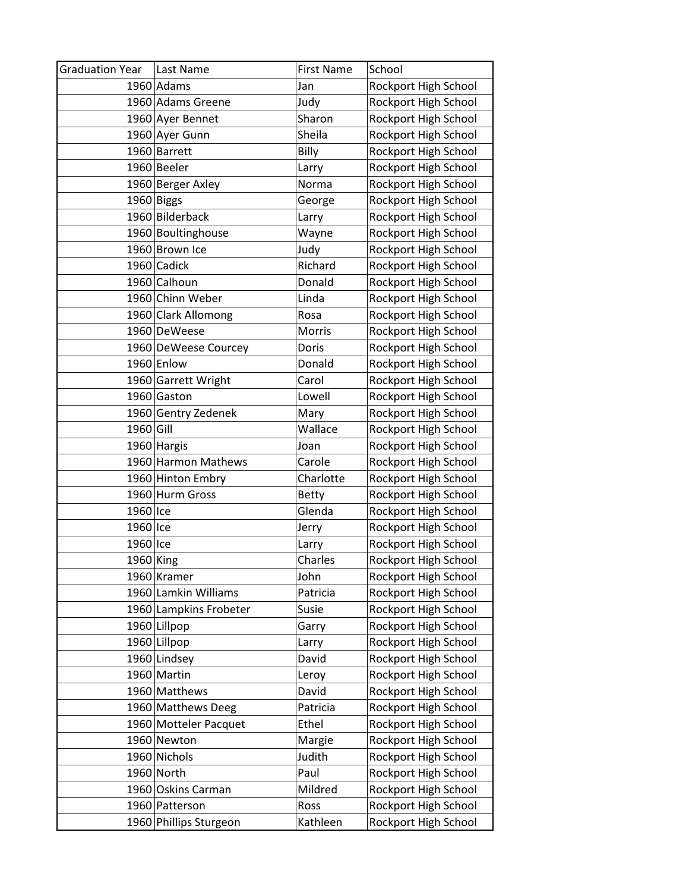| Graduation Year | Last Name | First Name | School |
|---|---|---|---|
| 1960 | Adams | Jan | Rockport High School |
| 1960 | Adams Greene | Judy | Rockport High School |
| 1960 | Ayer Bennet | Sharon | Rockport High School |
| 1960 | Ayer Gunn | Sheila | Rockport High School |
| 1960 | Barrett | Billy | Rockport High School |
| 1960 | Beeler | Larry | Rockport High School |
| 1960 | Berger Axley | Norma | Rockport High School |
| 1960 | Biggs | George | Rockport High School |
| 1960 | Bilderback | Larry | Rockport High School |
| 1960 | Boultinghouse | Wayne | Rockport High School |
| 1960 | Brown Ice | Judy | Rockport High School |
| 1960 | Cadick | Richard | Rockport High School |
| 1960 | Calhoun | Donald | Rockport High School |
| 1960 | Chinn Weber | Linda | Rockport High School |
| 1960 | Clark Allomong | Rosa | Rockport High School |
| 1960 | DeWeese | Morris | Rockport High School |
| 1960 | DeWeese Courcey | Doris | Rockport High School |
| 1960 | Enlow | Donald | Rockport High School |
| 1960 | Garrett Wright | Carol | Rockport High School |
| 1960 | Gaston | Lowell | Rockport High School |
| 1960 | Gentry Zedenek | Mary | Rockport High School |
| 1960 | Gill | Wallace | Rockport High School |
| 1960 | Hargis | Joan | Rockport High School |
| 1960 | Harmon Mathews | Carole | Rockport High School |
| 1960 | Hinton Embry | Charlotte | Rockport High School |
| 1960 | Hurm Gross | Betty | Rockport High School |
| 1960 | Ice | Glenda | Rockport High School |
| 1960 | Ice | Jerry | Rockport High School |
| 1960 | Ice | Larry | Rockport High School |
| 1960 | King | Charles | Rockport High School |
| 1960 | Kramer | John | Rockport High School |
| 1960 | Lamkin Williams | Patricia | Rockport High School |
| 1960 | Lampkins Frobeter | Susie | Rockport High School |
| 1960 | Lillpop | Garry | Rockport High School |
| 1960 | Lillpop | Larry | Rockport High School |
| 1960 | Lindsey | David | Rockport High School |
| 1960 | Martin | Leroy | Rockport High School |
| 1960 | Matthews | David | Rockport High School |
| 1960 | Matthews Deeg | Patricia | Rockport High School |
| 1960 | Motteler Pacquet | Ethel | Rockport High School |
| 1960 | Newton | Margie | Rockport High School |
| 1960 | Nichols | Judith | Rockport High School |
| 1960 | North | Paul | Rockport High School |
| 1960 | Oskins Carman | Mildred | Rockport High School |
| 1960 | Patterson | Ross | Rockport High School |
| 1960 | Phillips Sturgeon | Kathleen | Rockport High School |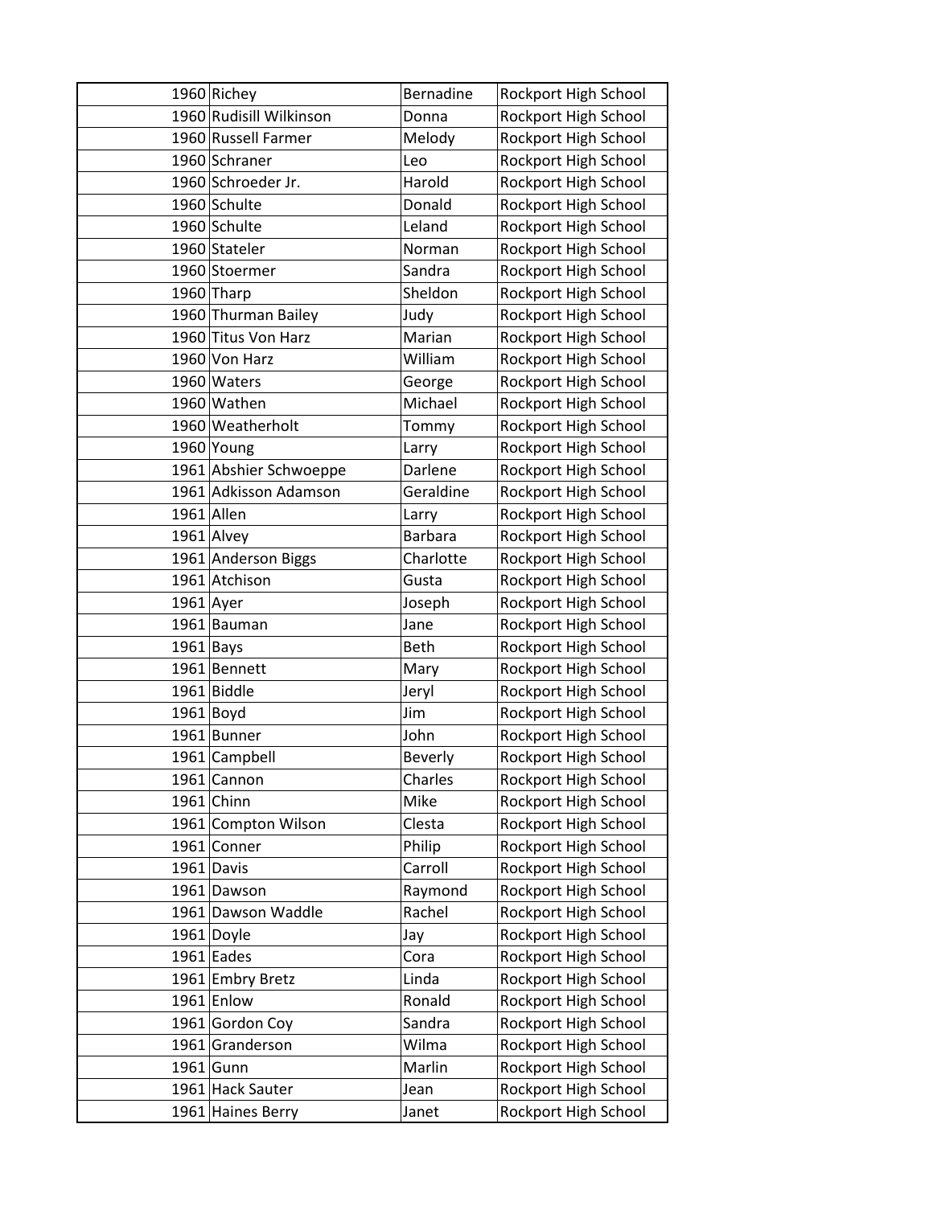| | | | |
|---|---|---|---|
| 1960 | Richey | Bernadine | Rockport High School |
| 1960 | Rudisill Wilkinson | Donna | Rockport High School |
| 1960 | Russell Farmer | Melody | Rockport High School |
| 1960 | Schraner | Leo | Rockport High School |
| 1960 | Schroeder Jr. | Harold | Rockport High School |
| 1960 | Schulte | Donald | Rockport High School |
| 1960 | Schulte | Leland | Rockport High School |
| 1960 | Stateler | Norman | Rockport High School |
| 1960 | Stoermer | Sandra | Rockport High School |
| 1960 | Tharp | Sheldon | Rockport High School |
| 1960 | Thurman Bailey | Judy | Rockport High School |
| 1960 | Titus Von Harz | Marian | Rockport High School |
| 1960 | Von Harz | William | Rockport High School |
| 1960 | Waters | George | Rockport High School |
| 1960 | Wathen | Michael | Rockport High School |
| 1960 | Weatherholt | Tommy | Rockport High School |
| 1960 | Young | Larry | Rockport High School |
| 1961 | Abshier Schwoeppe | Darlene | Rockport High School |
| 1961 | Adkisson Adamson | Geraldine | Rockport High School |
| 1961 | Allen | Larry | Rockport High School |
| 1961 | Alvey | Barbara | Rockport High School |
| 1961 | Anderson Biggs | Charlotte | Rockport High School |
| 1961 | Atchison | Gusta | Rockport High School |
| 1961 | Ayer | Joseph | Rockport High School |
| 1961 | Bauman | Jane | Rockport High School |
| 1961 | Bays | Beth | Rockport High School |
| 1961 | Bennett | Mary | Rockport High School |
| 1961 | Biddle | Jeryl | Rockport High School |
| 1961 | Boyd | Jim | Rockport High School |
| 1961 | Bunner | John | Rockport High School |
| 1961 | Campbell | Beverly | Rockport High School |
| 1961 | Cannon | Charles | Rockport High School |
| 1961 | Chinn | Mike | Rockport High School |
| 1961 | Compton Wilson | Clesta | Rockport High School |
| 1961 | Conner | Philip | Rockport High School |
| 1961 | Davis | Carroll | Rockport High School |
| 1961 | Dawson | Raymond | Rockport High School |
| 1961 | Dawson Waddle | Rachel | Rockport High School |
| 1961 | Doyle | Jay | Rockport High School |
| 1961 | Eades | Cora | Rockport High School |
| 1961 | Embry Bretz | Linda | Rockport High School |
| 1961 | Enlow | Ronald | Rockport High School |
| 1961 | Gordon Coy | Sandra | Rockport High School |
| 1961 | Granderson | Wilma | Rockport High School |
| 1961 | Gunn | Marlin | Rockport High School |
| 1961 | Hack Sauter | Jean | Rockport High School |
| 1961 | Haines Berry | Janet | Rockport High School |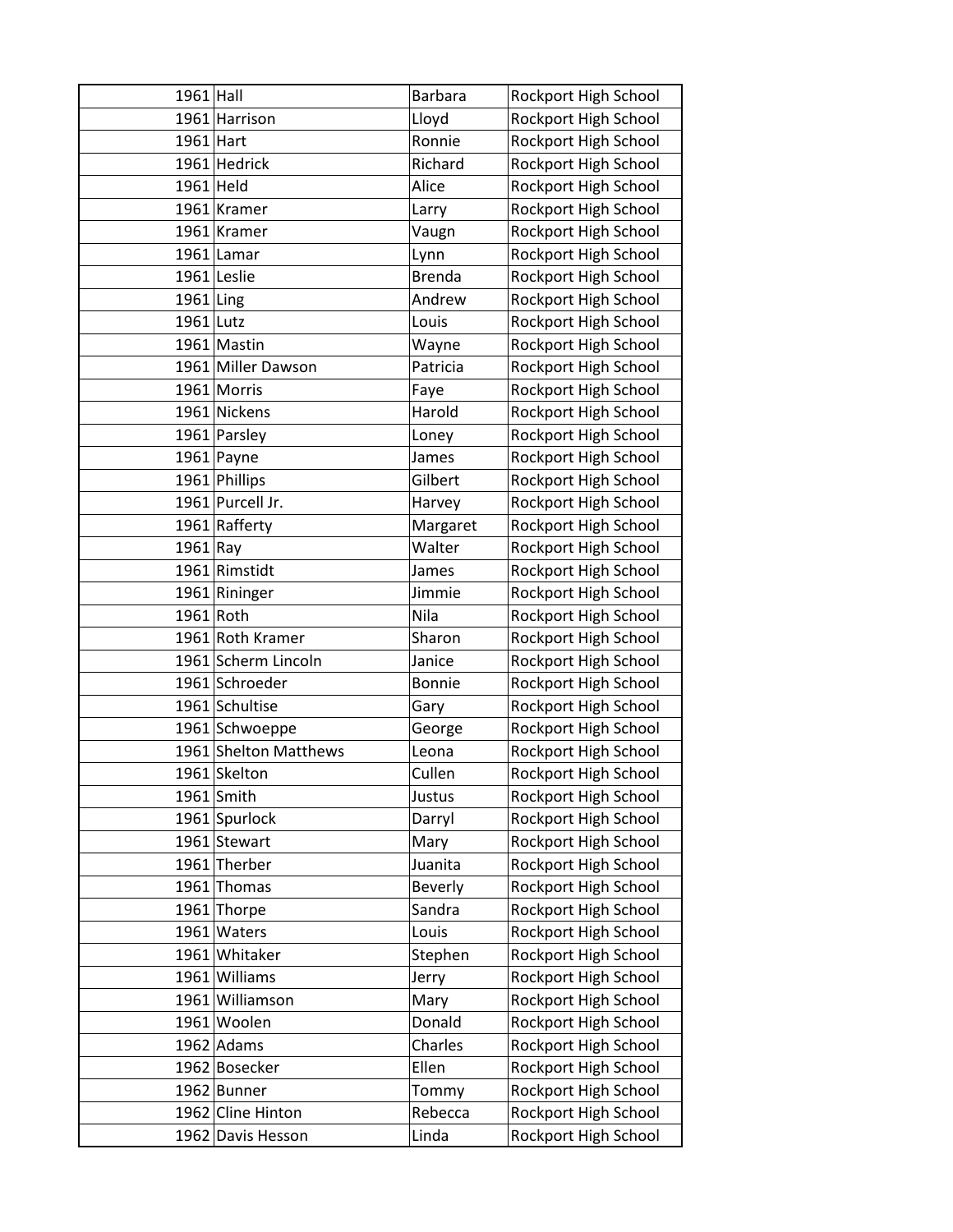| 1961 | Hall | Barbara | Rockport High School |
|---|---|---|---|
| 1961 | Harrison | Lloyd | Rockport High School |
| 1961 | Hart | Ronnie | Rockport High School |
| 1961 | Hedrick | Richard | Rockport High School |
| 1961 | Held | Alice | Rockport High School |
| 1961 | Kramer | Larry | Rockport High School |
| 1961 | Kramer | Vaugn | Rockport High School |
| 1961 | Lamar | Lynn | Rockport High School |
| 1961 | Leslie | Brenda | Rockport High School |
| 1961 | Ling | Andrew | Rockport High School |
| 1961 | Lutz | Louis | Rockport High School |
| 1961 | Mastin | Wayne | Rockport High School |
| 1961 | Miller Dawson | Patricia | Rockport High School |
| 1961 | Morris | Faye | Rockport High School |
| 1961 | Nickens | Harold | Rockport High School |
| 1961 | Parsley | Loney | Rockport High School |
| 1961 | Payne | James | Rockport High School |
| 1961 | Phillips | Gilbert | Rockport High School |
| 1961 | Purcell Jr. | Harvey | Rockport High School |
| 1961 | Rafferty | Margaret | Rockport High School |
| 1961 | Ray | Walter | Rockport High School |
| 1961 | Rimstidt | James | Rockport High School |
| 1961 | Rininger | Jimmie | Rockport High School |
| 1961 | Roth | Nila | Rockport High School |
| 1961 | Roth Kramer | Sharon | Rockport High School |
| 1961 | Scherm Lincoln | Janice | Rockport High School |
| 1961 | Schroeder | Bonnie | Rockport High School |
| 1961 | Schultise | Gary | Rockport High School |
| 1961 | Schwoeppe | George | Rockport High School |
| 1961 | Shelton Matthews | Leona | Rockport High School |
| 1961 | Skelton | Cullen | Rockport High School |
| 1961 | Smith | Justus | Rockport High School |
| 1961 | Spurlock | Darryl | Rockport High School |
| 1961 | Stewart | Mary | Rockport High School |
| 1961 | Therber | Juanita | Rockport High School |
| 1961 | Thomas | Beverly | Rockport High School |
| 1961 | Thorpe | Sandra | Rockport High School |
| 1961 | Waters | Louis | Rockport High School |
| 1961 | Whitaker | Stephen | Rockport High School |
| 1961 | Williams | Jerry | Rockport High School |
| 1961 | Williamson | Mary | Rockport High School |
| 1961 | Woolen | Donald | Rockport High School |
| 1962 | Adams | Charles | Rockport High School |
| 1962 | Bosecker | Ellen | Rockport High School |
| 1962 | Bunner | Tommy | Rockport High School |
| 1962 | Cline Hinton | Rebecca | Rockport High School |
| 1962 | Davis Hesson | Linda | Rockport High School |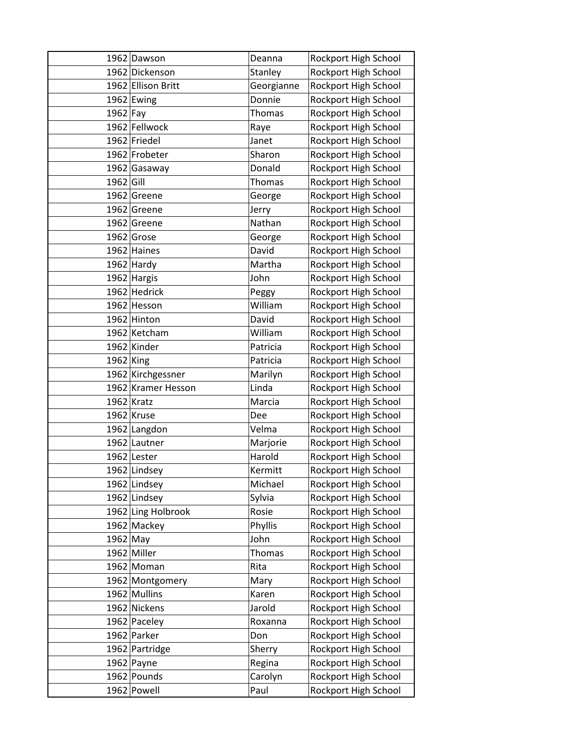| | | | |
|---|---|---|---|
| 1962 | Dawson | Deanna | Rockport High School |
| 1962 | Dickenson | Stanley | Rockport High School |
| 1962 | Ellison Britt | Georgianne | Rockport High School |
| 1962 | Ewing | Donnie | Rockport High School |
| 1962 | Fay | Thomas | Rockport High School |
| 1962 | Fellwock | Raye | Rockport High School |
| 1962 | Friedel | Janet | Rockport High School |
| 1962 | Frobeter | Sharon | Rockport High School |
| 1962 | Gasaway | Donald | Rockport High School |
| 1962 | Gill | Thomas | Rockport High School |
| 1962 | Greene | George | Rockport High School |
| 1962 | Greene | Jerry | Rockport High School |
| 1962 | Greene | Nathan | Rockport High School |
| 1962 | Grose | George | Rockport High School |
| 1962 | Haines | David | Rockport High School |
| 1962 | Hardy | Martha | Rockport High School |
| 1962 | Hargis | John | Rockport High School |
| 1962 | Hedrick | Peggy | Rockport High School |
| 1962 | Hesson | William | Rockport High School |
| 1962 | Hinton | David | Rockport High School |
| 1962 | Ketcham | William | Rockport High School |
| 1962 | Kinder | Patricia | Rockport High School |
| 1962 | King | Patricia | Rockport High School |
| 1962 | Kirchgessner | Marilyn | Rockport High School |
| 1962 | Kramer Hesson | Linda | Rockport High School |
| 1962 | Kratz | Marcia | Rockport High School |
| 1962 | Kruse | Dee | Rockport High School |
| 1962 | Langdon | Velma | Rockport High School |
| 1962 | Lautner | Marjorie | Rockport High School |
| 1962 | Lester | Harold | Rockport High School |
| 1962 | Lindsey | Kermitt | Rockport High School |
| 1962 | Lindsey | Michael | Rockport High School |
| 1962 | Lindsey | Sylvia | Rockport High School |
| 1962 | Ling Holbrook | Rosie | Rockport High School |
| 1962 | Mackey | Phyllis | Rockport High School |
| 1962 | May | John | Rockport High School |
| 1962 | Miller | Thomas | Rockport High School |
| 1962 | Moman | Rita | Rockport High School |
| 1962 | Montgomery | Mary | Rockport High School |
| 1962 | Mullins | Karen | Rockport High School |
| 1962 | Nickens | Jarold | Rockport High School |
| 1962 | Paceley | Roxanna | Rockport High School |
| 1962 | Parker | Don | Rockport High School |
| 1962 | Partridge | Sherry | Rockport High School |
| 1962 | Payne | Regina | Rockport High School |
| 1962 | Pounds | Carolyn | Rockport High School |
| 1962 | Powell | Paul | Rockport High School |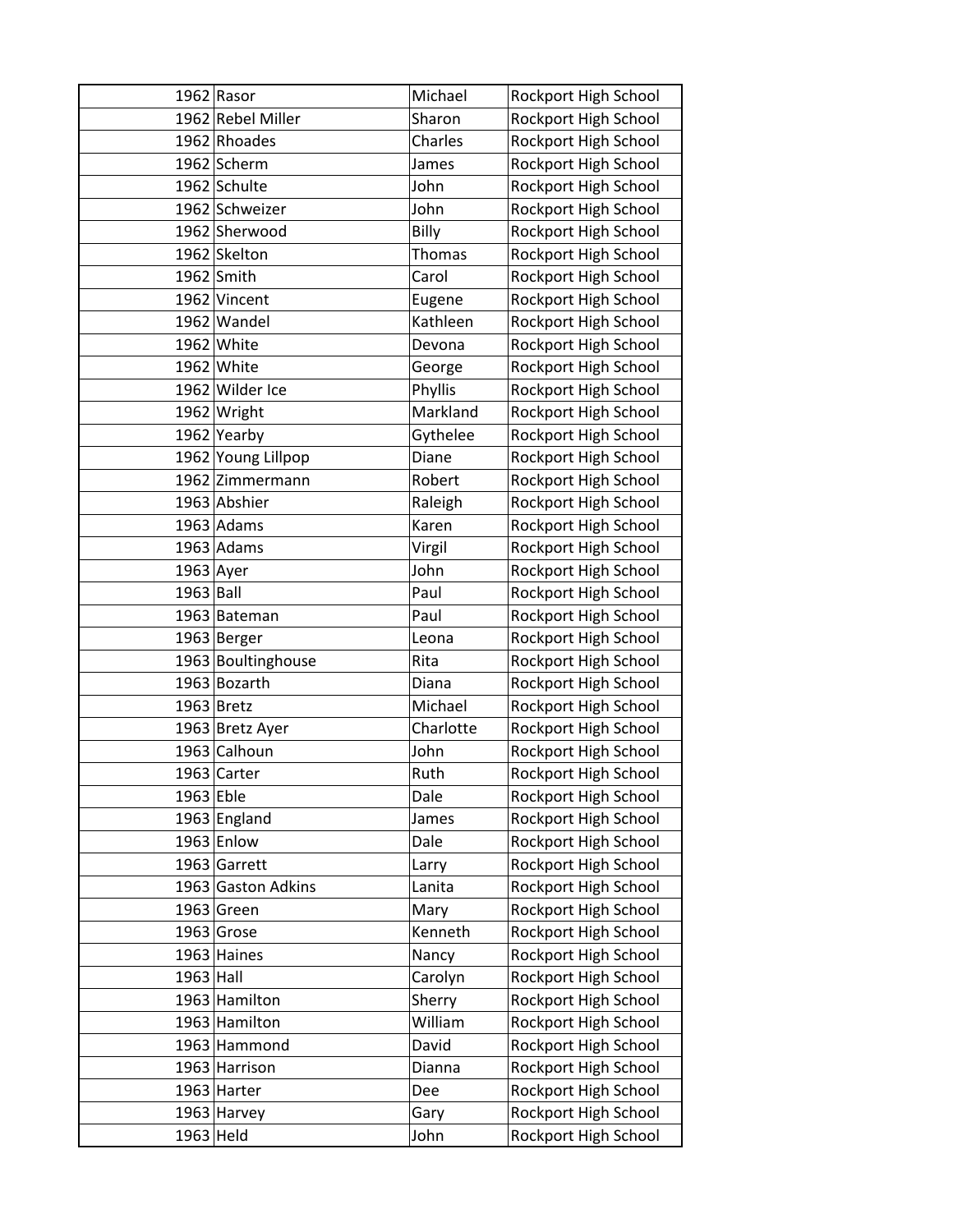| | | | |
|---|---|---|---|
| 1962 | Rasor | Michael | Rockport High School |
| 1962 | Rebel Miller | Sharon | Rockport High School |
| 1962 | Rhoades | Charles | Rockport High School |
| 1962 | Scherm | James | Rockport High School |
| 1962 | Schulte | John | Rockport High School |
| 1962 | Schweizer | John | Rockport High School |
| 1962 | Sherwood | Billy | Rockport High School |
| 1962 | Skelton | Thomas | Rockport High School |
| 1962 | Smith | Carol | Rockport High School |
| 1962 | Vincent | Eugene | Rockport High School |
| 1962 | Wandel | Kathleen | Rockport High School |
| 1962 | White | Devona | Rockport High School |
| 1962 | White | George | Rockport High School |
| 1962 | Wilder Ice | Phyllis | Rockport High School |
| 1962 | Wright | Markland | Rockport High School |
| 1962 | Yearby | Gythelee | Rockport High School |
| 1962 | Young Lillpop | Diane | Rockport High School |
| 1962 | Zimmermann | Robert | Rockport High School |
| 1963 | Abshier | Raleigh | Rockport High School |
| 1963 | Adams | Karen | Rockport High School |
| 1963 | Adams | Virgil | Rockport High School |
| 1963 | Ayer | John | Rockport High School |
| 1963 | Ball | Paul | Rockport High School |
| 1963 | Bateman | Paul | Rockport High School |
| 1963 | Berger | Leona | Rockport High School |
| 1963 | Boultinghouse | Rita | Rockport High School |
| 1963 | Bozarth | Diana | Rockport High School |
| 1963 | Bretz | Michael | Rockport High School |
| 1963 | Bretz Ayer | Charlotte | Rockport High School |
| 1963 | Calhoun | John | Rockport High School |
| 1963 | Carter | Ruth | Rockport High School |
| 1963 | Eble | Dale | Rockport High School |
| 1963 | England | James | Rockport High School |
| 1963 | Enlow | Dale | Rockport High School |
| 1963 | Garrett | Larry | Rockport High School |
| 1963 | Gaston Adkins | Lanita | Rockport High School |
| 1963 | Green | Mary | Rockport High School |
| 1963 | Grose | Kenneth | Rockport High School |
| 1963 | Haines | Nancy | Rockport High School |
| 1963 | Hall | Carolyn | Rockport High School |
| 1963 | Hamilton | Sherry | Rockport High School |
| 1963 | Hamilton | William | Rockport High School |
| 1963 | Hammond | David | Rockport High School |
| 1963 | Harrison | Dianna | Rockport High School |
| 1963 | Harter | Dee | Rockport High School |
| 1963 | Harvey | Gary | Rockport High School |
| 1963 | Held | John | Rockport High School |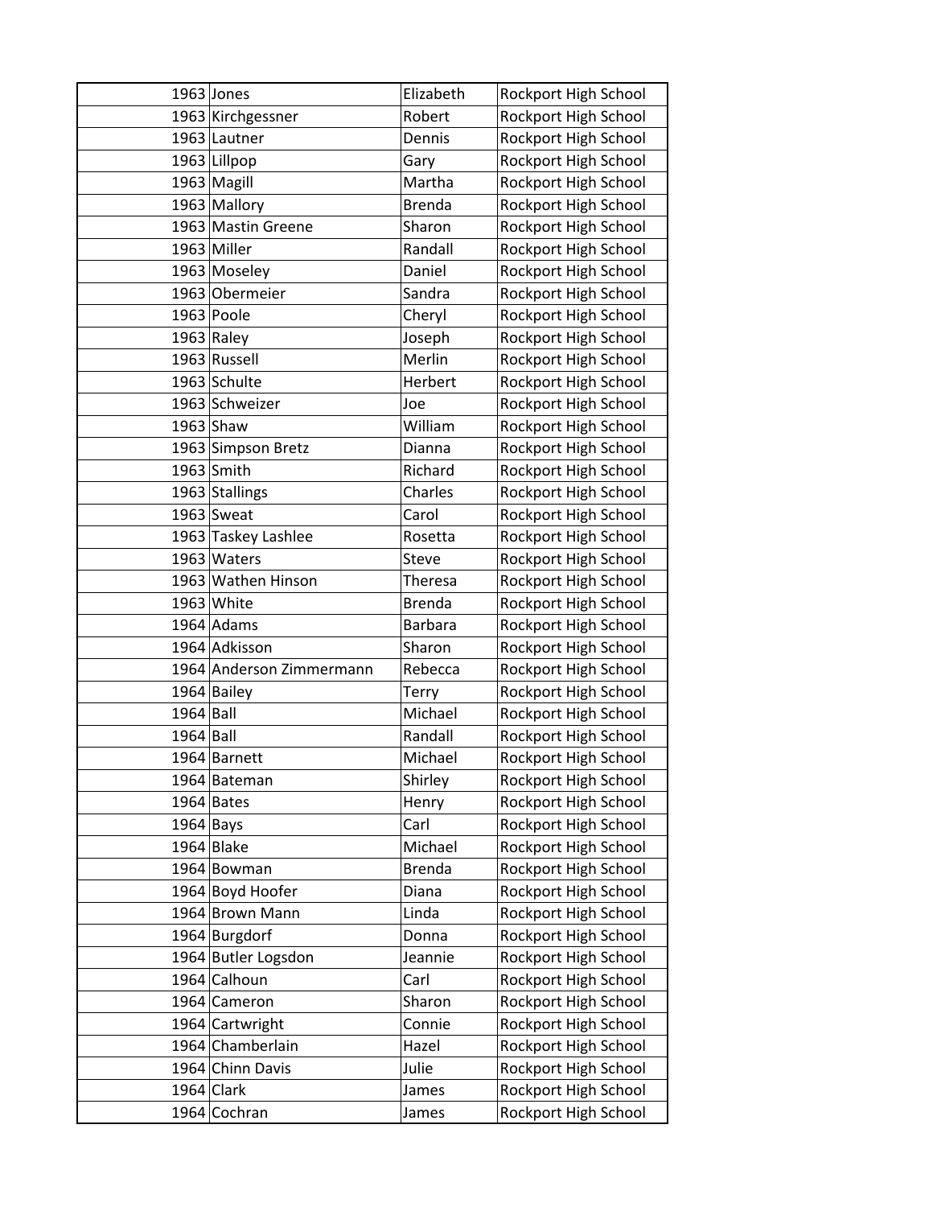| | | | |
|---|---|---|---|
| 1963 | Jones | Elizabeth | Rockport High School |
| 1963 | Kirchgessner | Robert | Rockport High School |
| 1963 | Lautner | Dennis | Rockport High School |
| 1963 | Lillpop | Gary | Rockport High School |
| 1963 | Magill | Martha | Rockport High School |
| 1963 | Mallory | Brenda | Rockport High School |
| 1963 | Mastin Greene | Sharon | Rockport High School |
| 1963 | Miller | Randall | Rockport High School |
| 1963 | Moseley | Daniel | Rockport High School |
| 1963 | Obermeier | Sandra | Rockport High School |
| 1963 | Poole | Cheryl | Rockport High School |
| 1963 | Raley | Joseph | Rockport High School |
| 1963 | Russell | Merlin | Rockport High School |
| 1963 | Schulte | Herbert | Rockport High School |
| 1963 | Schweizer | Joe | Rockport High School |
| 1963 | Shaw | William | Rockport High School |
| 1963 | Simpson Bretz | Dianna | Rockport High School |
| 1963 | Smith | Richard | Rockport High School |
| 1963 | Stallings | Charles | Rockport High School |
| 1963 | Sweat | Carol | Rockport High School |
| 1963 | Taskey Lashlee | Rosetta | Rockport High School |
| 1963 | Waters | Steve | Rockport High School |
| 1963 | Wathen Hinson | Theresa | Rockport High School |
| 1963 | White | Brenda | Rockport High School |
| 1964 | Adams | Barbara | Rockport High School |
| 1964 | Adkisson | Sharon | Rockport High School |
| 1964 | Anderson Zimmermann | Rebecca | Rockport High School |
| 1964 | Bailey | Terry | Rockport High School |
| 1964 | Ball | Michael | Rockport High School |
| 1964 | Ball | Randall | Rockport High School |
| 1964 | Barnett | Michael | Rockport High School |
| 1964 | Bateman | Shirley | Rockport High School |
| 1964 | Bates | Henry | Rockport High School |
| 1964 | Bays | Carl | Rockport High School |
| 1964 | Blake | Michael | Rockport High School |
| 1964 | Bowman | Brenda | Rockport High School |
| 1964 | Boyd Hoofer | Diana | Rockport High School |
| 1964 | Brown Mann | Linda | Rockport High School |
| 1964 | Burgdorf | Donna | Rockport High School |
| 1964 | Butler Logsdon | Jeannie | Rockport High School |
| 1964 | Calhoun | Carl | Rockport High School |
| 1964 | Cameron | Sharon | Rockport High School |
| 1964 | Cartwright | Connie | Rockport High School |
| 1964 | Chamberlain | Hazel | Rockport High School |
| 1964 | Chinn Davis | Julie | Rockport High School |
| 1964 | Clark | James | Rockport High School |
| 1964 | Cochran | James | Rockport High School |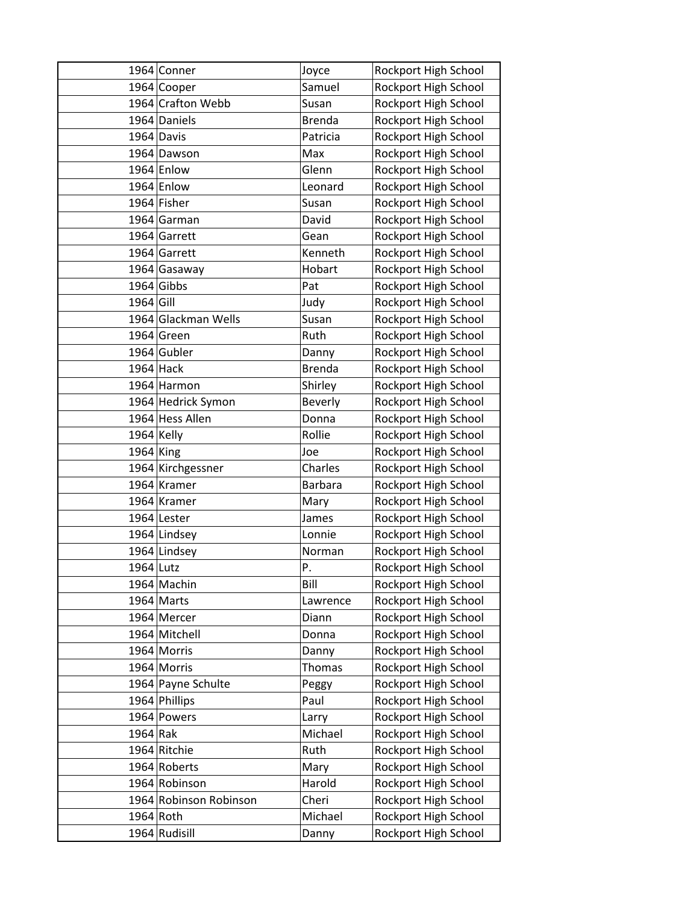| | | | |
|---|---|---|---|
| 1964 | Conner | Joyce | Rockport High School |
| 1964 | Cooper | Samuel | Rockport High School |
| 1964 | Crafton Webb | Susan | Rockport High School |
| 1964 | Daniels | Brenda | Rockport High School |
| 1964 | Davis | Patricia | Rockport High School |
| 1964 | Dawson | Max | Rockport High School |
| 1964 | Enlow | Glenn | Rockport High School |
| 1964 | Enlow | Leonard | Rockport High School |
| 1964 | Fisher | Susan | Rockport High School |
| 1964 | Garman | David | Rockport High School |
| 1964 | Garrett | Gean | Rockport High School |
| 1964 | Garrett | Kenneth | Rockport High School |
| 1964 | Gasaway | Hobart | Rockport High School |
| 1964 | Gibbs | Pat | Rockport High School |
| 1964 | Gill | Judy | Rockport High School |
| 1964 | Glackman Wells | Susan | Rockport High School |
| 1964 | Green | Ruth | Rockport High School |
| 1964 | Gubler | Danny | Rockport High School |
| 1964 | Hack | Brenda | Rockport High School |
| 1964 | Harmon | Shirley | Rockport High School |
| 1964 | Hedrick Symon | Beverly | Rockport High School |
| 1964 | Hess Allen | Donna | Rockport High School |
| 1964 | Kelly | Rollie | Rockport High School |
| 1964 | King | Joe | Rockport High School |
| 1964 | Kirchgessner | Charles | Rockport High School |
| 1964 | Kramer | Barbara | Rockport High School |
| 1964 | Kramer | Mary | Rockport High School |
| 1964 | Lester | James | Rockport High School |
| 1964 | Lindsey | Lonnie | Rockport High School |
| 1964 | Lindsey | Norman | Rockport High School |
| 1964 | Lutz | P. | Rockport High School |
| 1964 | Machin | Bill | Rockport High School |
| 1964 | Marts | Lawrence | Rockport High School |
| 1964 | Mercer | Diann | Rockport High School |
| 1964 | Mitchell | Donna | Rockport High School |
| 1964 | Morris | Danny | Rockport High School |
| 1964 | Morris | Thomas | Rockport High School |
| 1964 | Payne Schulte | Peggy | Rockport High School |
| 1964 | Phillips | Paul | Rockport High School |
| 1964 | Powers | Larry | Rockport High School |
| 1964 | Rak | Michael | Rockport High School |
| 1964 | Ritchie | Ruth | Rockport High School |
| 1964 | Roberts | Mary | Rockport High School |
| 1964 | Robinson | Harold | Rockport High School |
| 1964 | Robinson Robinson | Cheri | Rockport High School |
| 1964 | Roth | Michael | Rockport High School |
| 1964 | Rudisill | Danny | Rockport High School |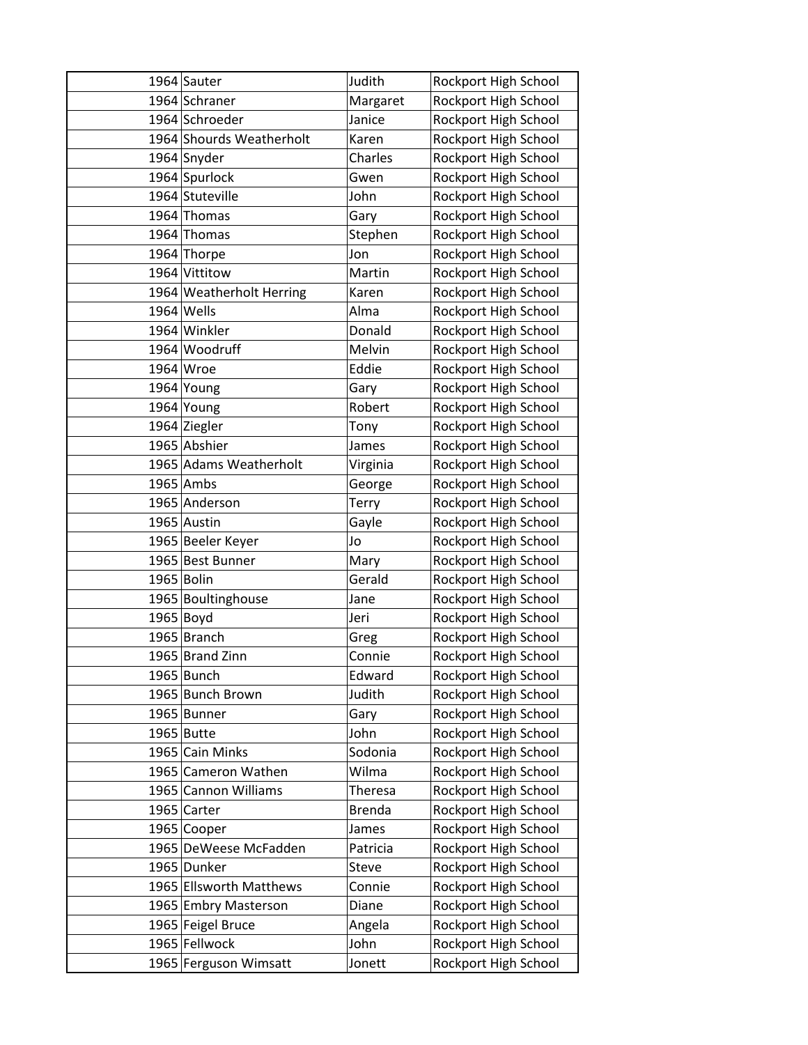| | | | |
|---|---|---|---|
| 1964 | Sauter | Judith | Rockport High School |
| 1964 | Schraner | Margaret | Rockport High School |
| 1964 | Schroeder | Janice | Rockport High School |
| 1964 | Shourds Weatherholt | Karen | Rockport High School |
| 1964 | Snyder | Charles | Rockport High School |
| 1964 | Spurlock | Gwen | Rockport High School |
| 1964 | Stuteville | John | Rockport High School |
| 1964 | Thomas | Gary | Rockport High School |
| 1964 | Thomas | Stephen | Rockport High School |
| 1964 | Thorpe | Jon | Rockport High School |
| 1964 | Vittitow | Martin | Rockport High School |
| 1964 | Weatherholt Herring | Karen | Rockport High School |
| 1964 | Wells | Alma | Rockport High School |
| 1964 | Winkler | Donald | Rockport High School |
| 1964 | Woodruff | Melvin | Rockport High School |
| 1964 | Wroe | Eddie | Rockport High School |
| 1964 | Young | Gary | Rockport High School |
| 1964 | Young | Robert | Rockport High School |
| 1964 | Ziegler | Tony | Rockport High School |
| 1965 | Abshier | James | Rockport High School |
| 1965 | Adams Weatherholt | Virginia | Rockport High School |
| 1965 | Ambs | George | Rockport High School |
| 1965 | Anderson | Terry | Rockport High School |
| 1965 | Austin | Gayle | Rockport High School |
| 1965 | Beeler Keyer | Jo | Rockport High School |
| 1965 | Best Bunner | Mary | Rockport High School |
| 1965 | Bolin | Gerald | Rockport High School |
| 1965 | Boultinghouse | Jane | Rockport High School |
| 1965 | Boyd | Jeri | Rockport High School |
| 1965 | Branch | Greg | Rockport High School |
| 1965 | Brand Zinn | Connie | Rockport High School |
| 1965 | Bunch | Edward | Rockport High School |
| 1965 | Bunch Brown | Judith | Rockport High School |
| 1965 | Bunner | Gary | Rockport High School |
| 1965 | Butte | John | Rockport High School |
| 1965 | Cain Minks | Sodonia | Rockport High School |
| 1965 | Cameron Wathen | Wilma | Rockport High School |
| 1965 | Cannon Williams | Theresa | Rockport High School |
| 1965 | Carter | Brenda | Rockport High School |
| 1965 | Cooper | James | Rockport High School |
| 1965 | DeWeese McFadden | Patricia | Rockport High School |
| 1965 | Dunker | Steve | Rockport High School |
| 1965 | Ellsworth Matthews | Connie | Rockport High School |
| 1965 | Embry Masterson | Diane | Rockport High School |
| 1965 | Feigel Bruce | Angela | Rockport High School |
| 1965 | Fellwock | John | Rockport High School |
| 1965 | Ferguson Wimsatt | Jonett | Rockport High School |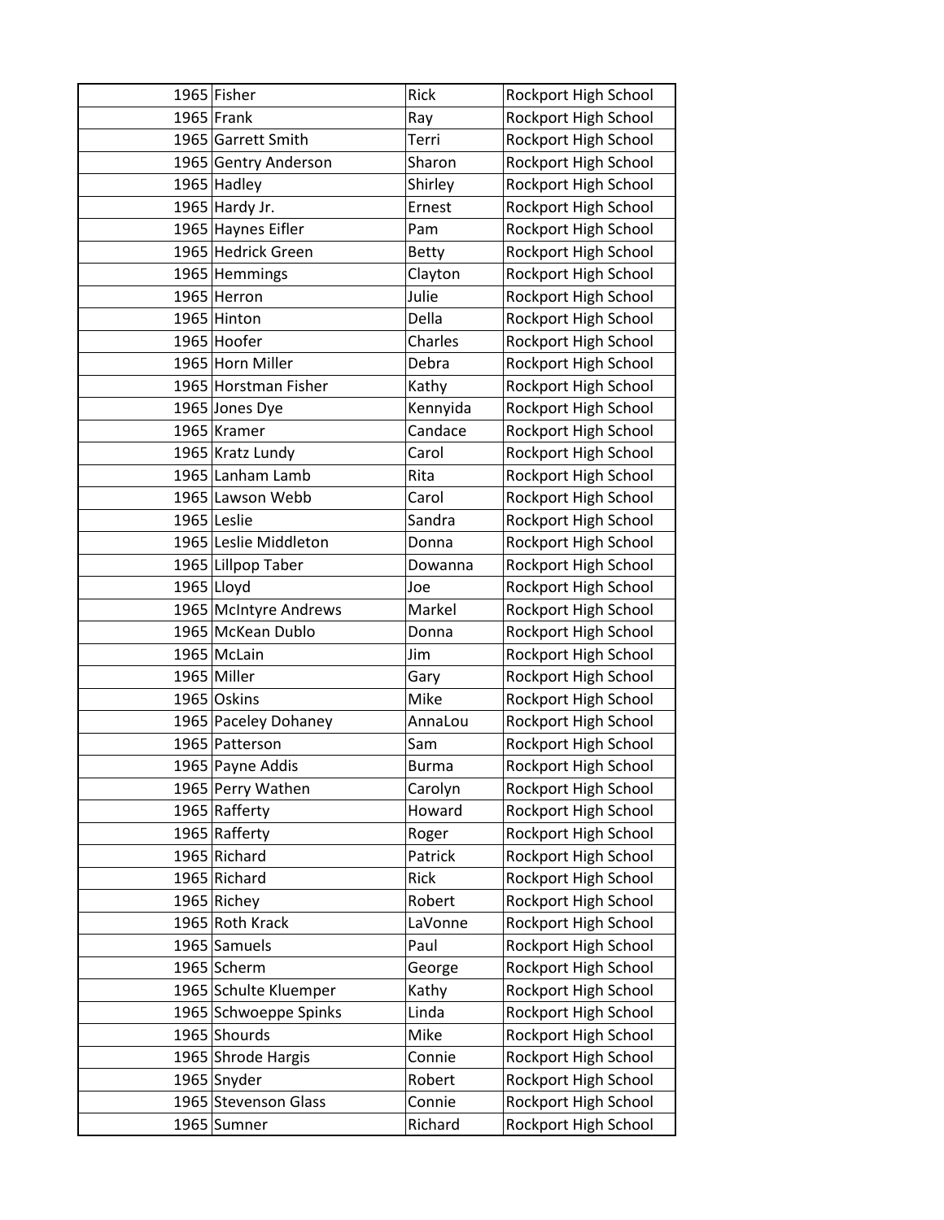| | | | |
|---|---|---|---|
| 1965 | Fisher | Rick | Rockport High School |
| 1965 | Frank | Ray | Rockport High School |
| 1965 | Garrett Smith | Terri | Rockport High School |
| 1965 | Gentry Anderson | Sharon | Rockport High School |
| 1965 | Hadley | Shirley | Rockport High School |
| 1965 | Hardy Jr. | Ernest | Rockport High School |
| 1965 | Haynes Eifler | Pam | Rockport High School |
| 1965 | Hedrick Green | Betty | Rockport High School |
| 1965 | Hemmings | Clayton | Rockport High School |
| 1965 | Herron | Julie | Rockport High School |
| 1965 | Hinton | Della | Rockport High School |
| 1965 | Hoofer | Charles | Rockport High School |
| 1965 | Horn Miller | Debra | Rockport High School |
| 1965 | Horstman Fisher | Kathy | Rockport High School |
| 1965 | Jones Dye | Kennyida | Rockport High School |
| 1965 | Kramer | Candace | Rockport High School |
| 1965 | Kratz Lundy | Carol | Rockport High School |
| 1965 | Lanham Lamb | Rita | Rockport High School |
| 1965 | Lawson Webb | Carol | Rockport High School |
| 1965 | Leslie | Sandra | Rockport High School |
| 1965 | Leslie Middleton | Donna | Rockport High School |
| 1965 | Lillpop Taber | Dowanna | Rockport High School |
| 1965 | Lloyd | Joe | Rockport High School |
| 1965 | McIntyre Andrews | Markel | Rockport High School |
| 1965 | McKean Dublo | Donna | Rockport High School |
| 1965 | McLain | Jim | Rockport High School |
| 1965 | Miller | Gary | Rockport High School |
| 1965 | Oskins | Mike | Rockport High School |
| 1965 | Paceley Dohaney | AnnaLou | Rockport High School |
| 1965 | Patterson | Sam | Rockport High School |
| 1965 | Payne Addis | Burma | Rockport High School |
| 1965 | Perry Wathen | Carolyn | Rockport High School |
| 1965 | Rafferty | Howard | Rockport High School |
| 1965 | Rafferty | Roger | Rockport High School |
| 1965 | Richard | Patrick | Rockport High School |
| 1965 | Richard | Rick | Rockport High School |
| 1965 | Richey | Robert | Rockport High School |
| 1965 | Roth Krack | LaVonne | Rockport High School |
| 1965 | Samuels | Paul | Rockport High School |
| 1965 | Scherm | George | Rockport High School |
| 1965 | Schulte Kluemper | Kathy | Rockport High School |
| 1965 | Schwoeppe Spinks | Linda | Rockport High School |
| 1965 | Shourds | Mike | Rockport High School |
| 1965 | Shrode Hargis | Connie | Rockport High School |
| 1965 | Snyder | Robert | Rockport High School |
| 1965 | Stevenson Glass | Connie | Rockport High School |
| 1965 | Sumner | Richard | Rockport High School |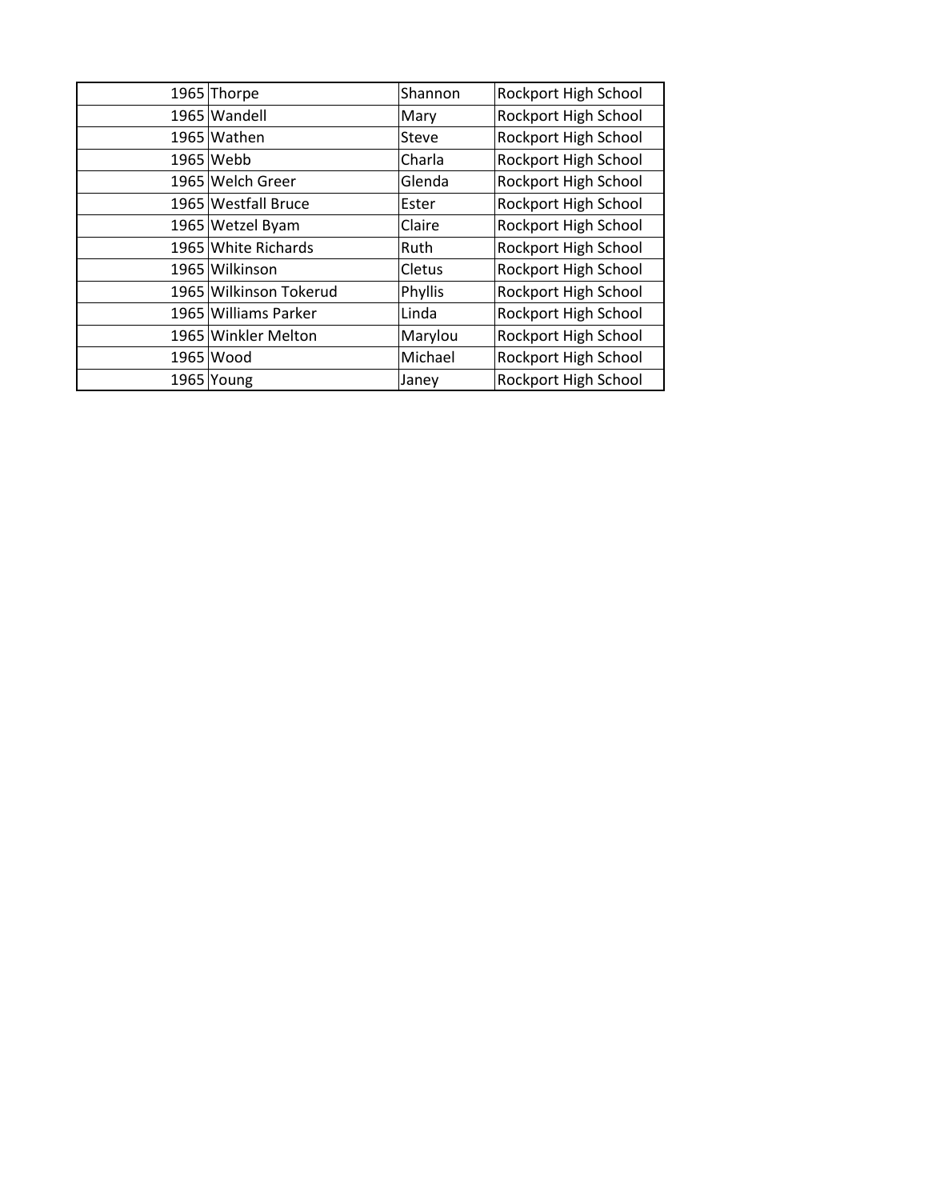| | | | |
|---|---|---|---|
| 1965 | Thorpe | Shannon | Rockport High School |
| 1965 | Wandell | Mary | Rockport High School |
| 1965 | Wathen | Steve | Rockport High School |
| 1965 | Webb | Charla | Rockport High School |
| 1965 | Welch Greer | Glenda | Rockport High School |
| 1965 | Westfall Bruce | Ester | Rockport High School |
| 1965 | Wetzel Byam | Claire | Rockport High School |
| 1965 | White Richards | Ruth | Rockport High School |
| 1965 | Wilkinson | Cletus | Rockport High School |
| 1965 | Wilkinson Tokerud | Phyllis | Rockport High School |
| 1965 | Williams Parker | Linda | Rockport High School |
| 1965 | Winkler Melton | Marylou | Rockport High School |
| 1965 | Wood | Michael | Rockport High School |
| 1965 | Young | Janey | Rockport High School |